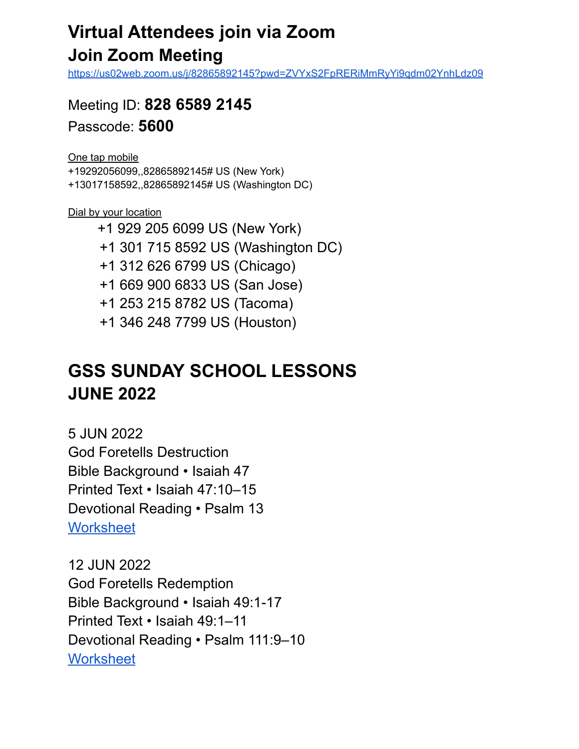# Virtual Attendees join via Zoom

## Join Zoom Meeting

[https://us02web.zoom.us/j/82865892145?pwd=ZVYxS2FpRERiMmRyYi9qdm02YnhLdz09](https://us02web.zoom.us/j/82865892145?pwd=ZVYxS2FpRERiMmRyYi9qdm02YnhLdz09)

Meeting ID: **828 6589 2145**

Passcode: **5600**

One tap mobile

+19292056099,,82865892145# US (New York)
+13017158592,,82865892145# US (Washington DC)

Dial by your location

+1 929 205 6099 US (New York)
+1 301 715 8592 US (Washington DC)
+1 312 626 6799 US (Chicago)
+1 669 900 6833 US (San Jose)
+1 253 215 8782 US (Tacoma)
+1 346 248 7799 US (Houston)

# GSS SUNDAY SCHOOL LESSONS JUNE 2022

5 JUN 2022
God Foretells Destruction
Bible Background • Isaiah 47
Printed Text • Isaiah 47:10–15
Devotional Reading • Psalm 13
Worksheet

12 JUN 2022
God Foretells Redemption
Bible Background • Isaiah 49:1-17
Printed Text • Isaiah 49:1–11
Devotional Reading • Psalm 111:9–10
Worksheet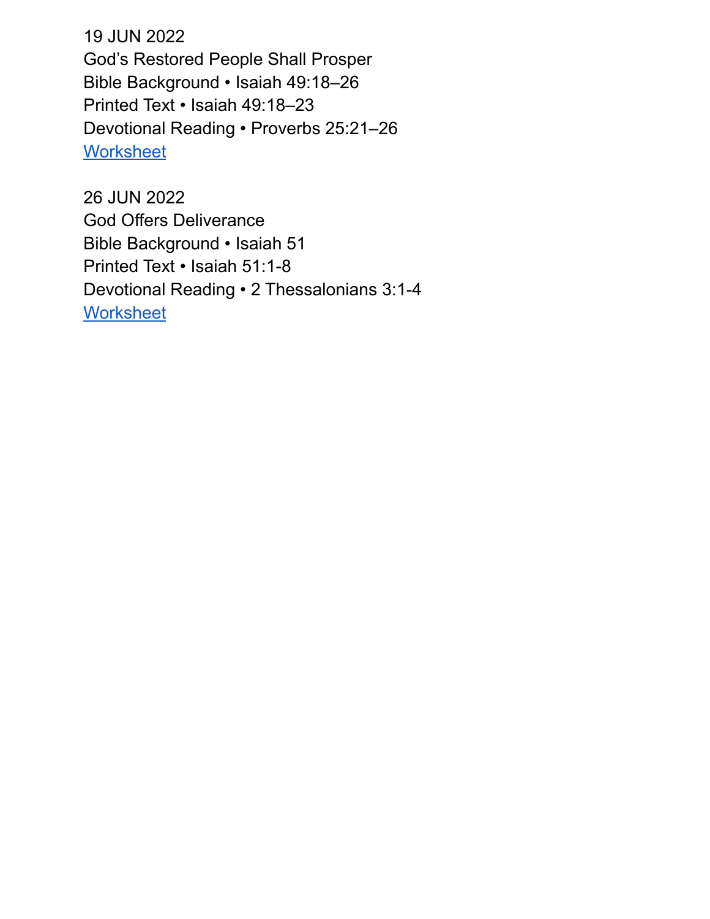19 JUN 2022
God’s Restored People Shall Prosper
Bible Background • Isaiah 49:18–26
Printed Text • Isaiah 49:18–23
Devotional Reading • Proverbs 25:21–26
Worksheet

26 JUN 2022
God Offers Deliverance
Bible Background • Isaiah 51
Printed Text • Isaiah 51:1-8
Devotional Reading • 2 Thessalonians 3:1-4
Worksheet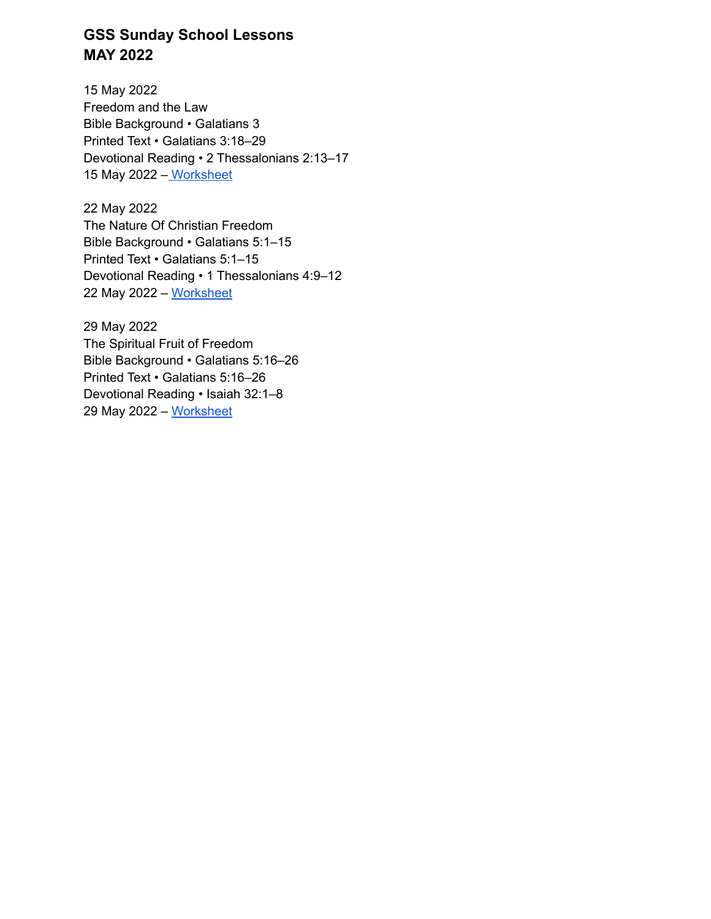# GSS Sunday School Lessons
# MAY 2022

15 May 2022
Freedom and the Law
Bible Background • Galatians 3
Printed Text • Galatians 3:18–29
Devotional Reading • 2 Thessalonians 2:13–17
15 May 2022 – Worksheet

22 May 2022
The Nature Of Christian Freedom
Bible Background • Galatians 5:1–15
Printed Text • Galatians 5:1–15
Devotional Reading • 1 Thessalonians 4:9–12
22 May 2022 – Worksheet

29 May 2022
The Spiritual Fruit of Freedom
Bible Background • Galatians 5:16–26
Printed Text • Galatians 5:16–26
Devotional Reading • Isaiah 32:1–8
29 May 2022 – Worksheet